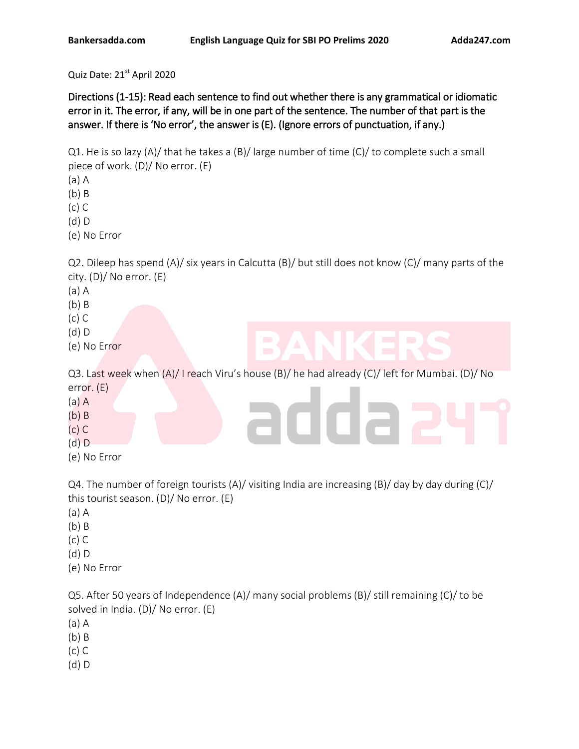Quiz Date: 21st April 2020

**Directions (1-15): Read each sentence to find out whether there is any grammatical or idiomatic error in it. The error, if any, will be in one part of the sentence. The number of that part is the answer. If there is 'No error', the answer is (E). (Ignore errors of punctuation, if any.)**

Q1. He is so lazy (A)/ that he takes a (B)/ large number of time (C)/ to complete such a small piece of work. (D)/ No error. (E)

(a) A
(b) B
(c) C
(d) D
(e) No Error

Q2. Dileep has spend (A)/ six years in Calcutta (B)/ but still does not know (C)/ many parts of the city. (D)/ No error. (E)

(a) A
(b) B
(c) C
(d) D
(e) No Error

Q3. Last week when (A)/ I reach Viru's house (B)/ he had already (C)/ left for Mumbai. (D)/ No error. (E)

(a) A
(b) B
(c) C
(d) D
(e) No Error

Q4. The number of foreign tourists (A)/ visiting India are increasing (B)/ day by day during (C)/ this tourist season. (D)/ No error. (E)

(a) A
(b) B
(c) C
(d) D
(e) No Error

Q5. After 50 years of Independence (A)/ many social problems (B)/ still remaining (C)/ to be solved in India. (D)/ No error. (E)

(a) A
(b) B
(c) C
(d) D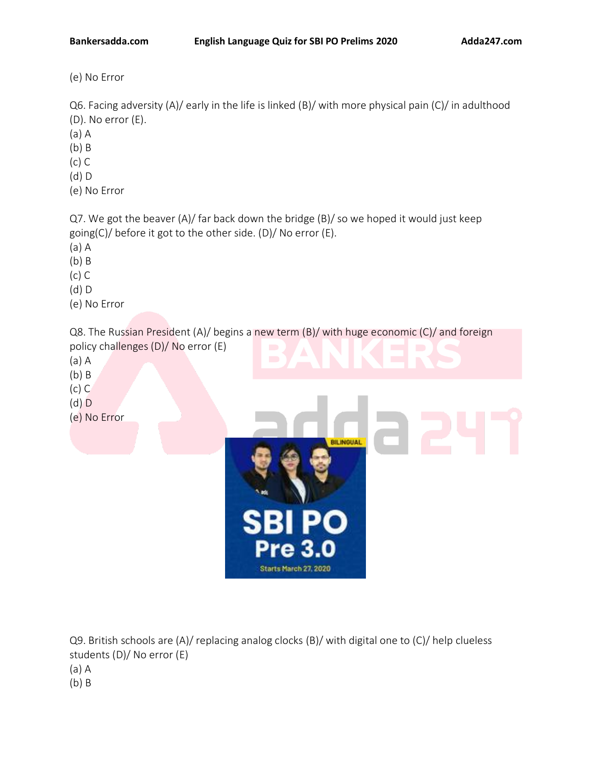(e) No Error

Q6. Facing adversity (A)/ early in the life is linked (B)/ with more physical pain (C)/ in adulthood (D). No error (E).
(a) A
(b) B
(c) C
(d) D
(e) No Error

Q7. We got the beaver (A)/ far back down the bridge (B)/ so we hoped it would just keep going(C)/ before it got to the other side. (D)/ No error (E).
(a) A
(b) B
(c) C
(d) D
(e) No Error

Q8. The Russian President (A)/ begins a new term (B)/ with huge economic (C)/ and foreign policy challenges (D)/ No error (E)
(a) A
(b) B
(c) C
(d) D
(e) No Error

Q9. British schools are (A)/ replacing analog clocks (B)/ with digital one to (C)/ help clueless students (D)/ No error (E)
(a) A
(b) B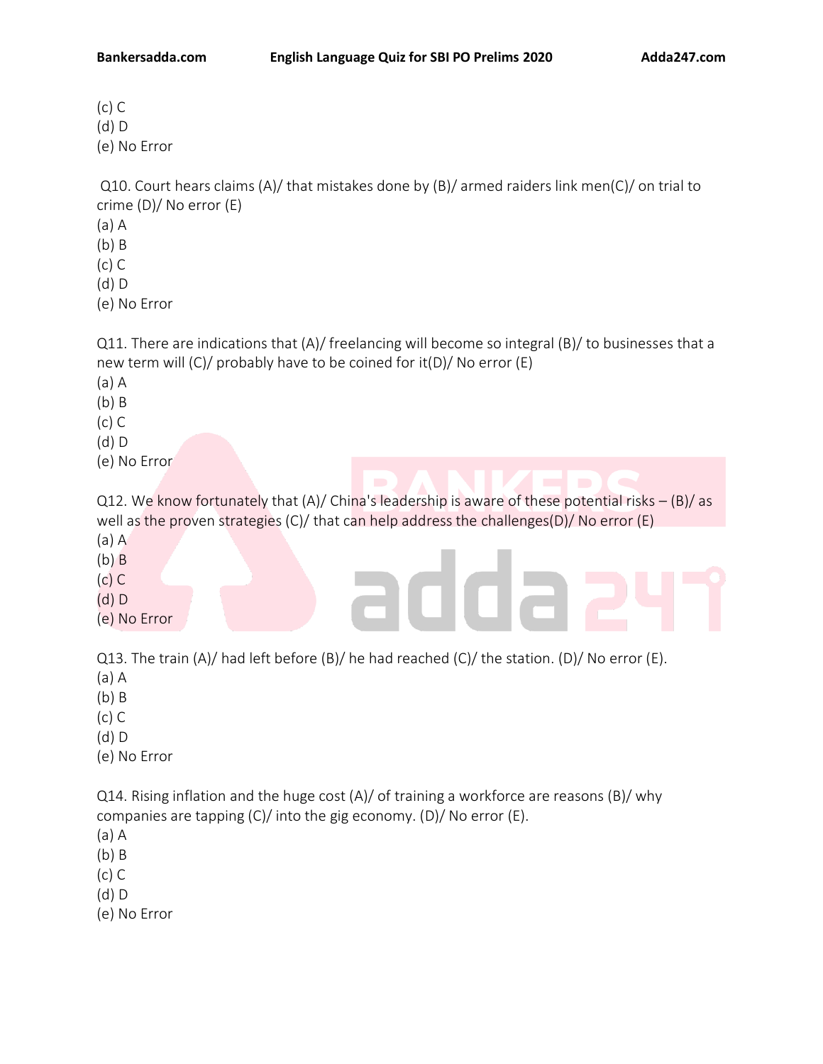(c) C
(d) D
(e) No Error

Q10. Court hears claims (A)/ that mistakes done by (B)/ armed raiders link men(C)/ on trial to crime (D)/ No error (E)
(a) A
(b) B
(c) C
(d) D
(e) No Error

Q11. There are indications that (A)/ freelancing will become so integral (B)/ to businesses that a new term will (C)/ probably have to be coined for it(D)/ No error (E)
(a) A
(b) B
(c) C
(d) D
(e) No Error

Q12. We know fortunately that (A)/ China's leadership is aware of these potential risks – (B)/ as well as the proven strategies (C)/ that can help address the challenges(D)/ No error (E)
(a) A
(b) B
(c) C
(d) D
(e) No Error

Q13. The train (A)/ had left before (B)/ he had reached (C)/ the station. (D)/ No error (E).
(a) A
(b) B
(c) C
(d) D
(e) No Error

Q14. Rising inflation and the huge cost (A)/ of training a workforce are reasons (B)/ why companies are tapping (C)/ into the gig economy. (D)/ No error (E).
(a) A
(b) B
(c) C
(d) D
(e) No Error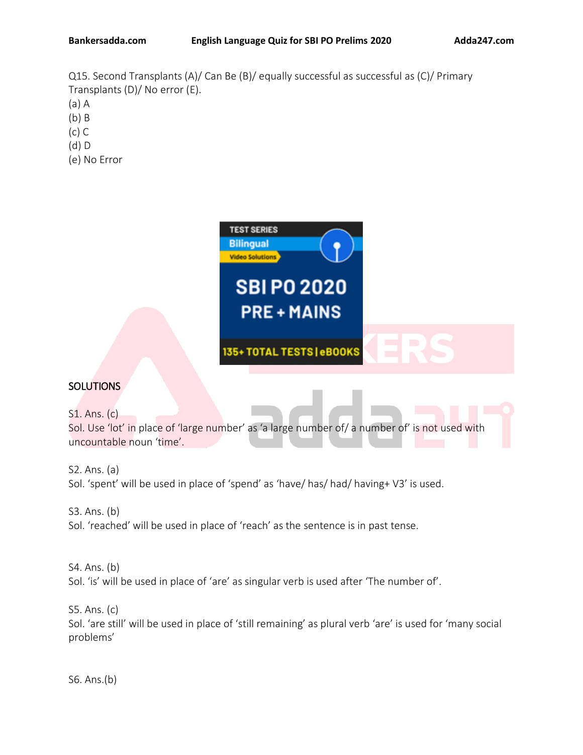Q15. Second Transplants (A)/ Can Be (B)/ equally successful as successful as (C)/ Primary Transplants (D)/ No error (E).

(a) A

(b) B

(c) C

(d) D

(e) No Error

## SOLUTIONS

S1. Ans. (c)

Sol. Use 'lot' in place of 'large number' as 'a large number of/ a number of' is not used with uncountable noun 'time'.

S2. Ans. (a)

Sol. 'spent' will be used in place of 'spend' as 'have/ has/ had/ having+ V3' is used.

S3. Ans. (b)

Sol. 'reached' will be used in place of 'reach' as the sentence is in past tense.

S4. Ans. (b)

Sol. 'is' will be used in place of 'are' as singular verb is used after 'The number of'.

S5. Ans. (c)

Sol. 'are still' will be used in place of 'still remaining' as plural verb 'are' is used for 'many social problems'

S6. Ans.(b)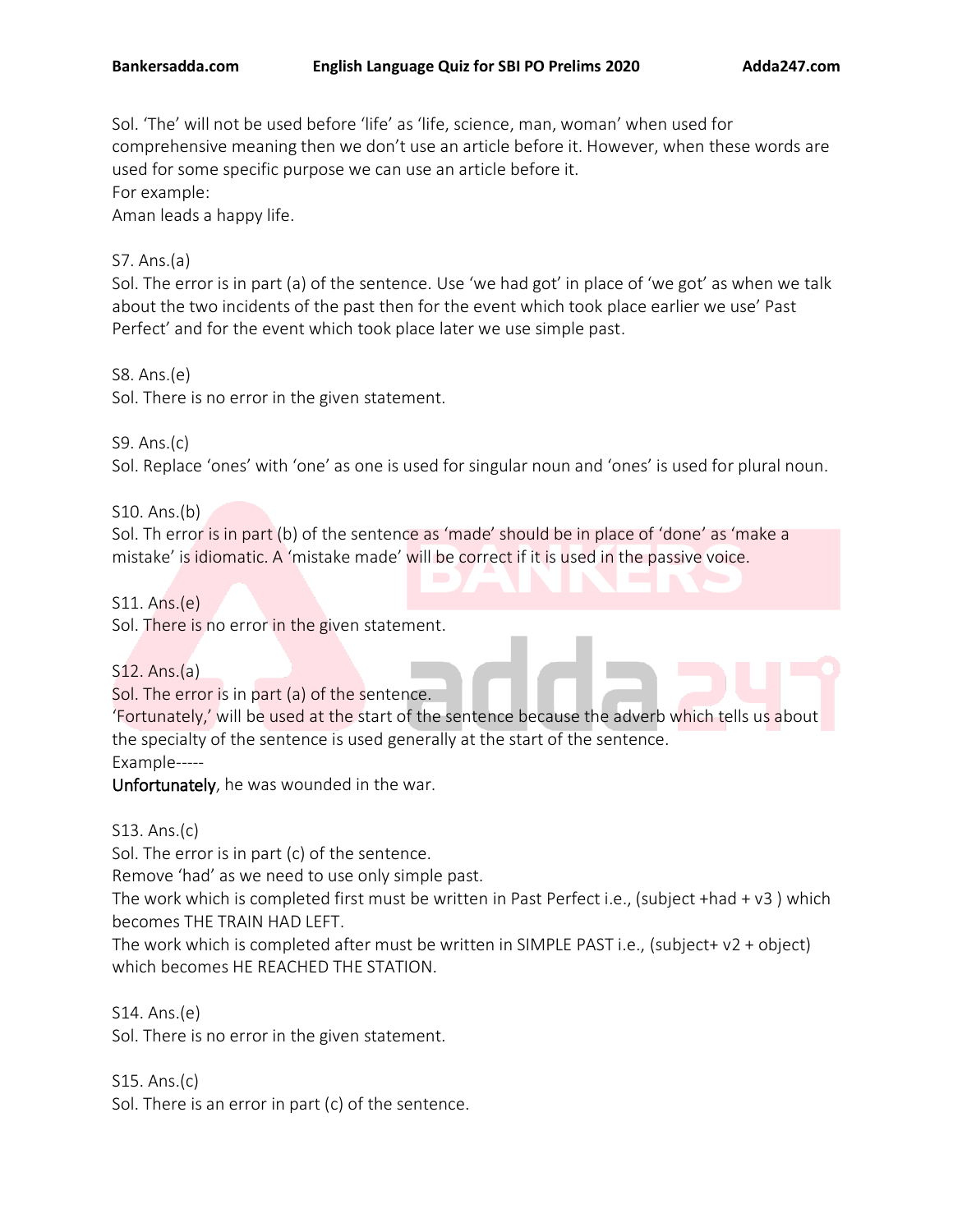Sol. 'The' will not be used before 'life' as 'life, science, man, woman' when used for comprehensive meaning then we don't use an article before it. However, when these words are used for some specific purpose we can use an article before it.
For example:
Aman leads a happy life.

S7. Ans.(a)
Sol. The error is in part (a) of the sentence. Use 'we had got' in place of 'we got' as when we talk about the two incidents of the past then for the event which took place earlier we use' Past Perfect' and for the event which took place later we use simple past.

S8. Ans.(e)
Sol. There is no error in the given statement.

S9. Ans.(c)
Sol. Replace 'ones' with 'one' as one is used for singular noun and 'ones' is used for plural noun.

S10. Ans.(b)
Sol. Th error is in part (b) of the sentence as 'made' should be in place of 'done' as 'make a mistake' is idiomatic. A 'mistake made' will be correct if it is used in the passive voice.

S11. Ans.(e)
Sol. There is no error in the given statement.

S12. Ans.(a)
Sol. The error is in part (a) of the sentence.
'Fortunately,' will be used at the start of the sentence because the adverb which tells us about the specialty of the sentence is used generally at the start of the sentence.
Example-----
**Unfortunately**, he was wounded in the war.

S13. Ans.(c)
Sol. The error is in part (c) of the sentence.
Remove 'had' as we need to use only simple past.
The work which is completed first must be written in Past Perfect i.e., (subject +had + v3 ) which becomes THE TRAIN HAD LEFT.
The work which is completed after must be written in SIMPLE PAST i.e., (subject+ v2 + object) which becomes HE REACHED THE STATION.

S14. Ans.(e)
Sol. There is no error in the given statement.

S15. Ans.(c)
Sol. There is an error in part (c) of the sentence.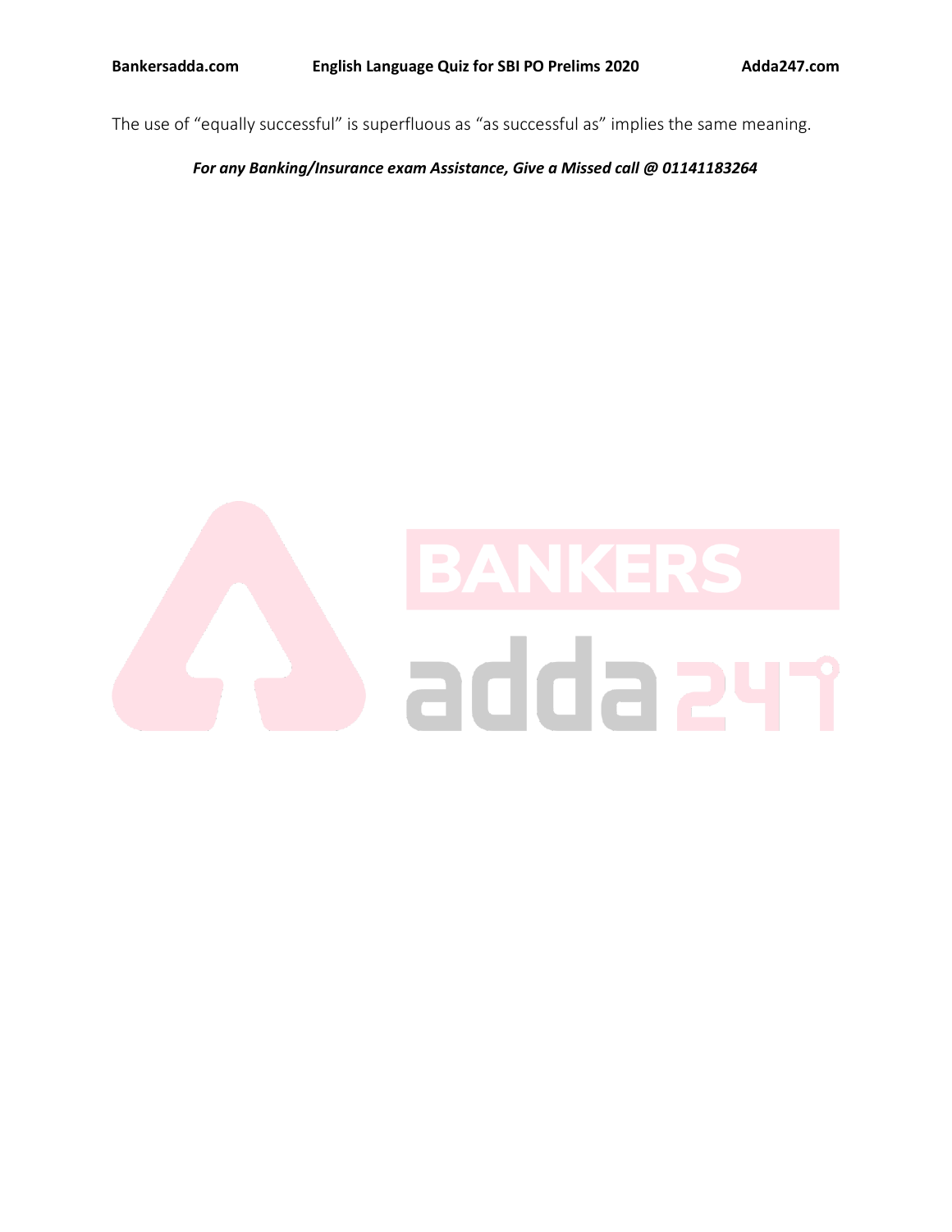The use of “equally successful” is superfluous as “as successful as” implies the same meaning.

***For any Banking/Insurance exam Assistance, Give a Missed call @ 01141183264***